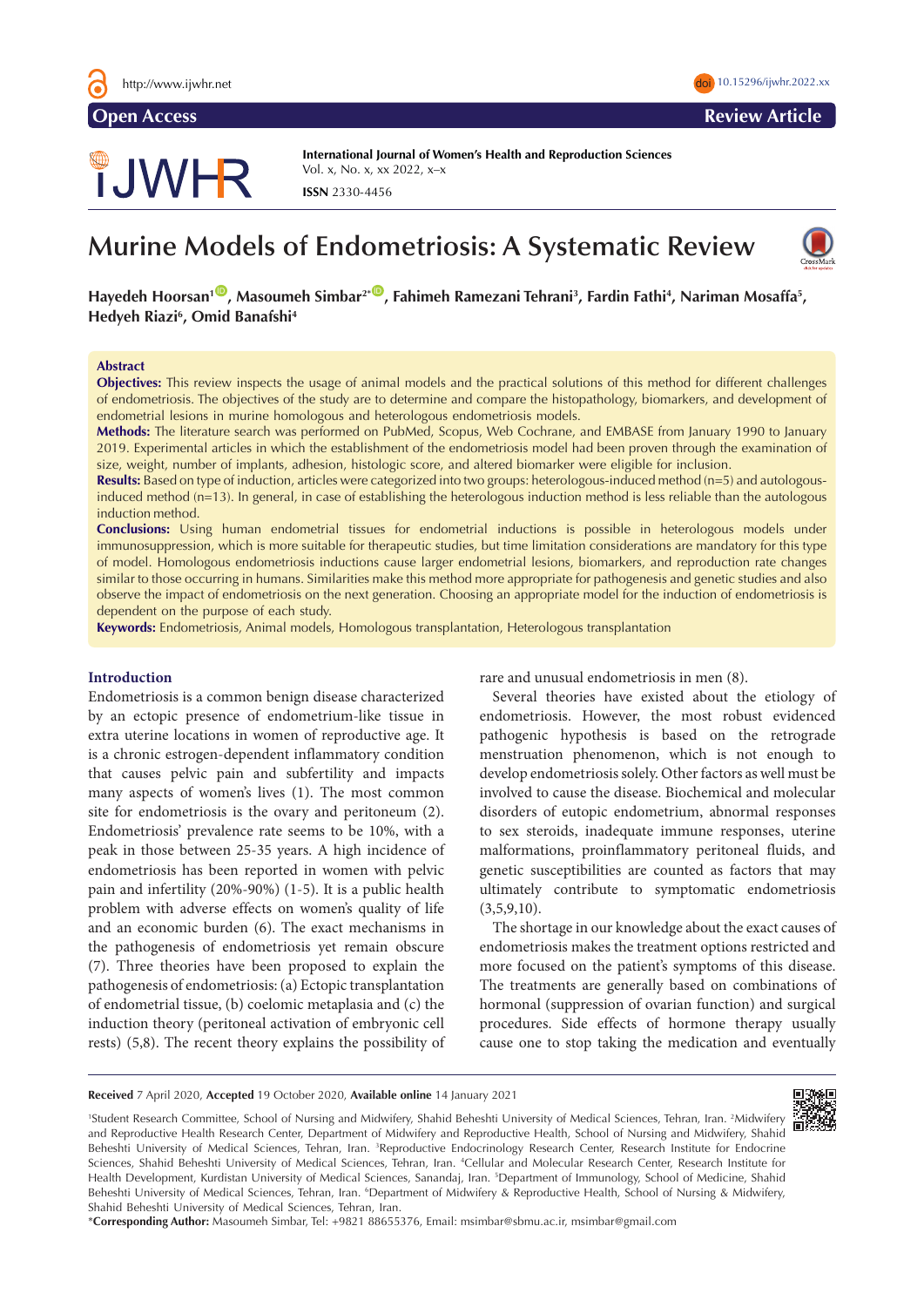Open Access | Review Article

International Journal of Women's Health and Reproduction Sciences
ISSN 2330-4456

# Murine Models of Endometriosis: A Systematic Review

**Hayedeh Hoorsan[1], Masoumeh Simbar[2*], Fahimeh Ramezani Tehrani[3], Fardin Fathi[4], Nariman Mosaffa[5], Hedyeh Riazi[6], Omid Banafshi[4]**

## Abstract

**Objectives:** This review inspects the usage of animal models and the practical solutions of this method for different challenges of endometriosis. The objectives of the study are to determine and compare the histopathology, biomarkers, and development of endometrial lesions in murine homologous and heterologous endometriosis models.

**Methods:** The literature search was performed on PubMed, Scopus, Web Cochrane, and EMBASE from January 1990 to January 2019. Experimental articles in which the establishment of the endometriosis model had been proven through the examination of size, weight, number of implants, adhesion, histologic score, and altered biomarker were eligible for inclusion.

**Results:** Based on type of induction, articles were categorized into two groups: heterologous-induced method (n=5) and autologous-induced method (n=13). In general, in case of establishing the heterologous induction method is less reliable than the autologous induction method.

**Conclusions:** Using human endometrial tissues for endometrial inductions is possible in heterologous models under immunosuppression, which is more suitable for therapeutic studies, but time limitation considerations are mandatory for this type of model. Homologous endometriosis inductions cause larger endometrial lesions, biomarkers, and reproduction rate changes similar to those occurring in humans. Similarities make this method more appropriate for pathogenesis and genetic studies and also observe the impact of endometriosis on the next generation. Choosing an appropriate model for the induction of endometriosis is dependent on the purpose of each study.

**Keywords:** Endometriosis, Animal models, Homologous transplantation, Heterologous transplantation

## Introduction

Endometriosis is a common benign disease characterized by an ectopic presence of endometrium-like tissue in extra uterine locations in women of reproductive age. It is a chronic estrogen-dependent inflammatory condition that causes pelvic pain and subfertility and impacts many aspects of women's lives (1). The most common site for endometriosis is the ovary and peritoneum (2). Endometriosis' prevalence rate seems to be 10%, with a peak in those between 25-35 years. A high incidence of endometriosis has been reported in women with pelvic pain and infertility (20%-90%) (1-5). It is a public health problem with adverse effects on women's quality of life and an economic burden (6). The exact mechanisms in the pathogenesis of endometriosis yet remain obscure (7). Three theories have been proposed to explain the pathogenesis of endometriosis: (a) Ectopic transplantation of endometrial tissue, (b) coelomic metaplasia and (c) the induction theory (peritoneal activation of embryonic cell rests) (5,8). The recent theory explains the possibility of rare and unusual endometriosis in men (8).

Several theories have existed about the etiology of endometriosis. However, the most robust evidenced pathogenic hypothesis is based on the retrograde menstruation phenomenon, which is not enough to develop endometriosis solely. Other factors as well must be involved to cause the disease. Biochemical and molecular disorders of eutopic endometrium, abnormal responses to sex steroids, inadequate immune responses, uterine malformations, proinflammatory peritoneal fluids, and genetic susceptibilities are counted as factors that may ultimately contribute to symptomatic endometriosis (3,5,9,10).

The shortage in our knowledge about the exact causes of endometriosis makes the treatment options restricted and more focused on the patient's symptoms of this disease. The treatments are generally based on combinations of hormonal (suppression of ovarian function) and surgical procedures. Side effects of hormone therapy usually cause one to stop taking the medication and eventually

**Received** 7 April 2020, **Accepted** 19 October 2020, **Available online** 14 January 2021

[1]Student Research Committee, School of Nursing and Midwifery, Shahid Beheshti University of Medical Sciences, Tehran, Iran. [2]Midwifery and Reproductive Health Research Center, Department of Midwifery and Reproductive Health, School of Nursing and Midwifery, Shahid Beheshti University of Medical Sciences, Tehran, Iran. [3]Reproductive Endocrinology Research Center, Research Institute for Endocrine Sciences, Shahid Beheshti University of Medical Sciences, Tehran, Iran. [4]Cellular and Molecular Research Center, Research Institute for Health Development, Kurdistan University of Medical Sciences, Sanandaj, Iran. [5]Department of Immunology, School of Medicine, Shahid Beheshti University of Medical Sciences, Tehran, Iran. [6]Department of Midwifery & Reproductive Health, School of Nursing & Midwifery, Shahid Beheshti University of Medical Sciences, Tehran, Iran.

*Corresponding Author: Masoumeh Simbar, Tel: +9821 88655376, Email: msimbar@sbmu.ac.ir, msimbar@gmail.com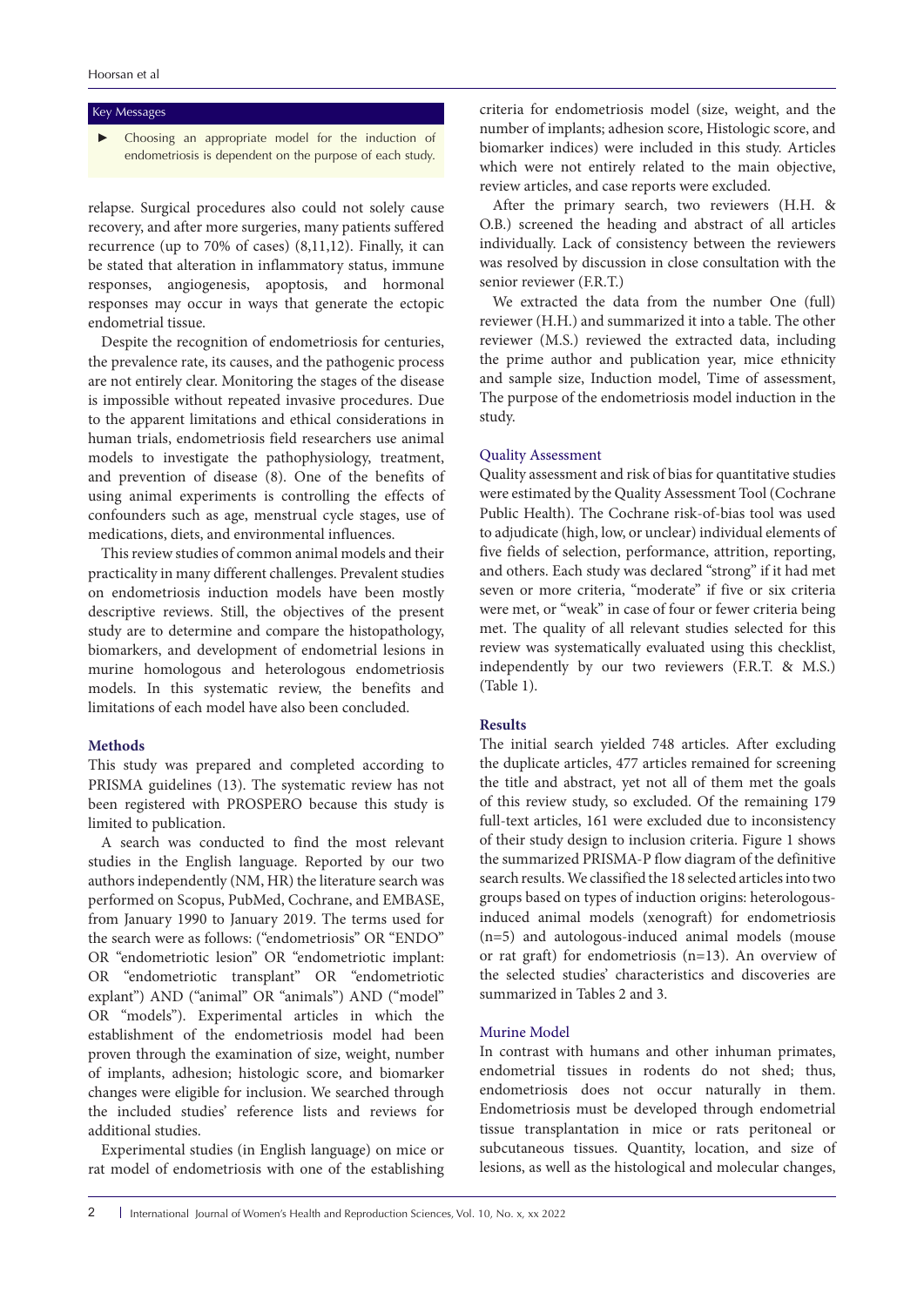Key Messages

- Choosing an appropriate model for the induction of endometriosis is dependent on the purpose of each study.

relapse. Surgical procedures also could not solely cause recovery, and after more surgeries, many patients suffered recurrence (up to 70% of cases) (8,11,12). Finally, it can be stated that alteration in inflammatory status, immune responses, angiogenesis, apoptosis, and hormonal responses may occur in ways that generate the ectopic endometrial tissue.

Despite the recognition of endometriosis for centuries, the prevalence rate, its causes, and the pathogenic process are not entirely clear. Monitoring the stages of the disease is impossible without repeated invasive procedures. Due to the apparent limitations and ethical considerations in human trials, endometriosis field researchers use animal models to investigate the pathophysiology, treatment, and prevention of disease (8). One of the benefits of using animal experiments is controlling the effects of confounders such as age, menstrual cycle stages, use of medications, diets, and environmental influences.

This review studies of common animal models and their practicality in many different challenges. Prevalent studies on endometriosis induction models have been mostly descriptive reviews. Still, the objectives of the present study are to determine and compare the histopathology, biomarkers, and development of endometrial lesions in murine homologous and heterologous endometriosis models. In this systematic review, the benefits and limitations of each model have also been concluded.

## Methods

This study was prepared and completed according to PRISMA guidelines (13). The systematic review has not been registered with PROSPERO because this study is limited to publication.

A search was conducted to find the most relevant studies in the English language. Reported by our two authors independently (NM, HR) the literature search was performed on Scopus, PubMed, Cochrane, and EMBASE, from January 1990 to January 2019. The terms used for the search were as follows: ("endometriosis" OR "ENDO" OR "endometriotic lesion" OR "endometriotic implant: OR "endometriotic transplant" OR "endometriotic explant") AND ("animal" OR "animals") AND ("model" OR "models"). Experimental articles in which the establishment of the endometriosis model had been proven through the examination of size, weight, number of implants, adhesion; histologic score, and biomarker changes were eligible for inclusion. We searched through the included studies' reference lists and reviews for additional studies.

Experimental studies (in English language) on mice or rat model of endometriosis with one of the establishing criteria for endometriosis model (size, weight, and the number of implants; adhesion score, Histologic score, and biomarker indices) were included in this study. Articles which were not entirely related to the main objective, review articles, and case reports were excluded.

After the primary search, two reviewers (H.H. & O.B.) screened the heading and abstract of all articles individually. Lack of consistency between the reviewers was resolved by discussion in close consultation with the senior reviewer (F.R.T.)

We extracted the data from the number One (full) reviewer (H.H.) and summarized it into a table. The other reviewer (M.S.) reviewed the extracted data, including the prime author and publication year, mice ethnicity and sample size, Induction model, Time of assessment, The purpose of the endometriosis model induction in the study.

### Quality Assessment

Quality assessment and risk of bias for quantitative studies were estimated by the Quality Assessment Tool (Cochrane Public Health). The Cochrane risk-of-bias tool was used to adjudicate (high, low, or unclear) individual elements of five fields of selection, performance, attrition, reporting, and others. Each study was declared "strong" if it had met seven or more criteria, "moderate" if five or six criteria were met, or "weak" in case of four or fewer criteria being met. The quality of all relevant studies selected for this review was systematically evaluated using this checklist, independently by our two reviewers (F.R.T. & M.S.) (Table 1).

## Results

The initial search yielded 748 articles. After excluding the duplicate articles, 477 articles remained for screening the title and abstract, yet not all of them met the goals of this review study, so excluded. Of the remaining 179 full-text articles, 161 were excluded due to inconsistency of their study design to inclusion criteria. Figure 1 shows the summarized PRISMA-P flow diagram of the definitive search results. We classified the 18 selected articles into two groups based on types of induction origins: heterologous-induced animal models (xenograft) for endometriosis (n=5) and autologous-induced animal models (mouse or rat graft) for endometriosis (n=13). An overview of the selected studies' characteristics and discoveries are summarized in Tables 2 and 3.

### Murine Model

In contrast with humans and other inhuman primates, endometrial tissues in rodents do not shed; thus, endometriosis does not occur naturally in them. Endometriosis must be developed through endometrial tissue transplantation in mice or rats peritoneal or subcutaneous tissues. Quantity, location, and size of lesions, as well as the histological and molecular changes,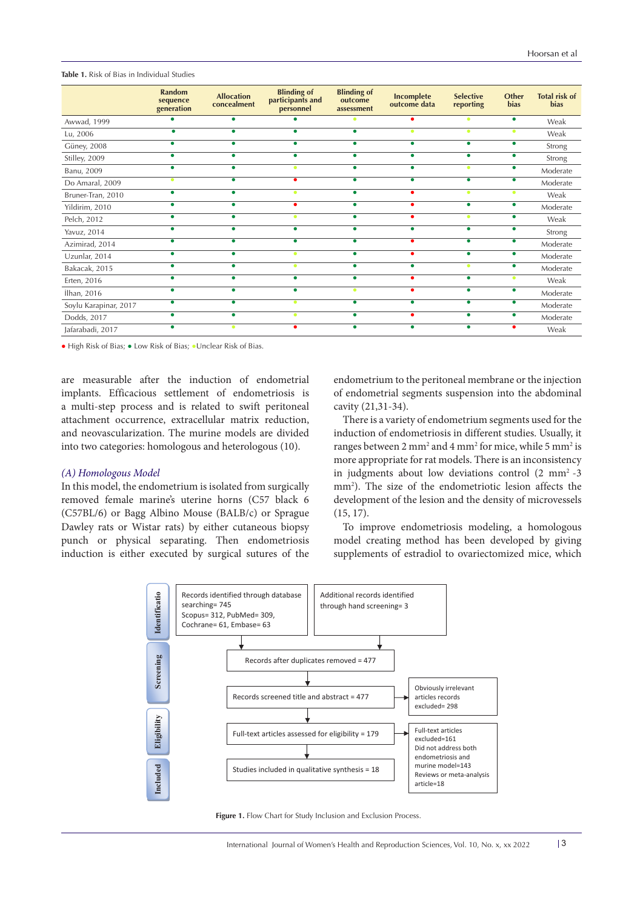**Table 1.** Risk of Bias in Individual Studies

| | Random sequence generation | Allocation concealment | Blinding of participants and personnel | Blinding of outcome assessment | Incomplete outcome data | Selective reporting | Other bias | Total risk of bias |
|---|---|---|---|---|---|---|---|---|
| Awwad, 1999 | Low | Low | Low | Unclear | High | Unclear | Low | Weak |
| Lu, 2006 | Low | Low | Low | Low | Unclear | Unclear | Unclear | Weak |
| Güney, 2008 | Low | Low | Low | Low | Low | Low | Low | Strong |
| Stilley, 2009 | Low | Low | Low | Low | Low | Low | Low | Strong |
| Banu, 2009 | Low | Low | Unclear | Low | Low | Unclear | Low | Moderate |
| Do Amaral, 2009 | Unclear | Low | High | Low | Low | Low | Low | Moderate |
| Bruner-Tran, 2010 | Low | Low | Unclear | Low | High | Unclear | Unclear | Weak |
| Yildirim, 2010 | Low | Low | High | Low | High | Low | Low | Moderate |
| Pelch, 2012 | Low | Low | Unclear | Low | High | Unclear | Low | Weak |
| Yavuz, 2014 | Low | Low | Low | Low | Low | Low | Low | Strong |
| Azimirad, 2014 | Low | Low | Low | Low | High | Low | Low | Moderate |
| Uzunlar, 2014 | Low | Low | Unclear | Low | High | Low | Low | Moderate |
| Bakacak, 2015 | Low | Low | Unclear | Low | Low | Unclear | Low | Moderate |
| Erten, 2016 | Low | Low | Low | Low | High | Low | Unclear | Weak |
| İlhan, 2016 | Low | Low | Low | Unclear | High | Low | Low | Moderate |
| Soylu Karapinar, 2017 | Low | Low | Unclear | Low | Low | Low | Low | Moderate |
| Dodds, 2017 | Low | Low | Unclear | Low | High | Low | Low | Moderate |
| Jafarabadi, 2017 | Low | Unclear | High | Low | Low | Low | High | Weak |

● High Risk of Bias; ● Low Risk of Bias; ●Unclear Risk of Bias.

are measurable after the induction of endometrial implants. Efficacious settlement of endometriosis is a multi-step process and is related to swift peritoneal attachment occurrence, extracellular matrix reduction, and neovascularization. The murine models are divided into two categories: homologous and heterologous (10).

*(A) Homologous Model*

In this model, the endometrium is isolated from surgically removed female marine's uterine horns (C57 black 6 (C57BL/6) or Bagg Albino Mouse (BALB/c) or Sprague Dawley rats or Wistar rats) by either cutaneous biopsy punch or physical separating. Then endometriosis induction is either executed by surgical sutures of the endometrium to the peritoneal membrane or the injection of endometrial segments suspension into the abdominal cavity (21,31-34).

There is a variety of endometrium segments used for the induction of endometriosis in different studies. Usually, it ranges between 2 mm$^2$ and 4 mm$^2$ for mice, while 5 mm$^2$ is more appropriate for rat models. There is an inconsistency in judgments about low deviations control (2 mm$^2$ -3 mm$^2$). The size of the endometriotic lesion affects the development of the lesion and the density of microvessels (15, 17).

To improve endometriosis modeling, a homologous model creating method has been developed by giving supplements of estradiol to ovariectomized mice, which

- **Identification**
  - Records identified through database searching= 745 (Scopus= 312, PubMed= 309, Cochrane= 61, Embase= 63)
  - Additional records identified through hand screening= 3
- **Screening**
  - Records after duplicates removed = 477
  - Records screened title and abstract = 477 → Obviously irrelevant articles records excluded= 298
- **Eligibility**
  - Full-text articles assessed for eligibility = 179 → Full-text articles excluded=161; Did not address both endometriosis and murine model=143; Reviews or meta-analysis article=18
- **Included**
  - Studies included in qualitative synthesis = 18

**Figure 1.** Flow Chart for Study Inclusion and Exclusion Process.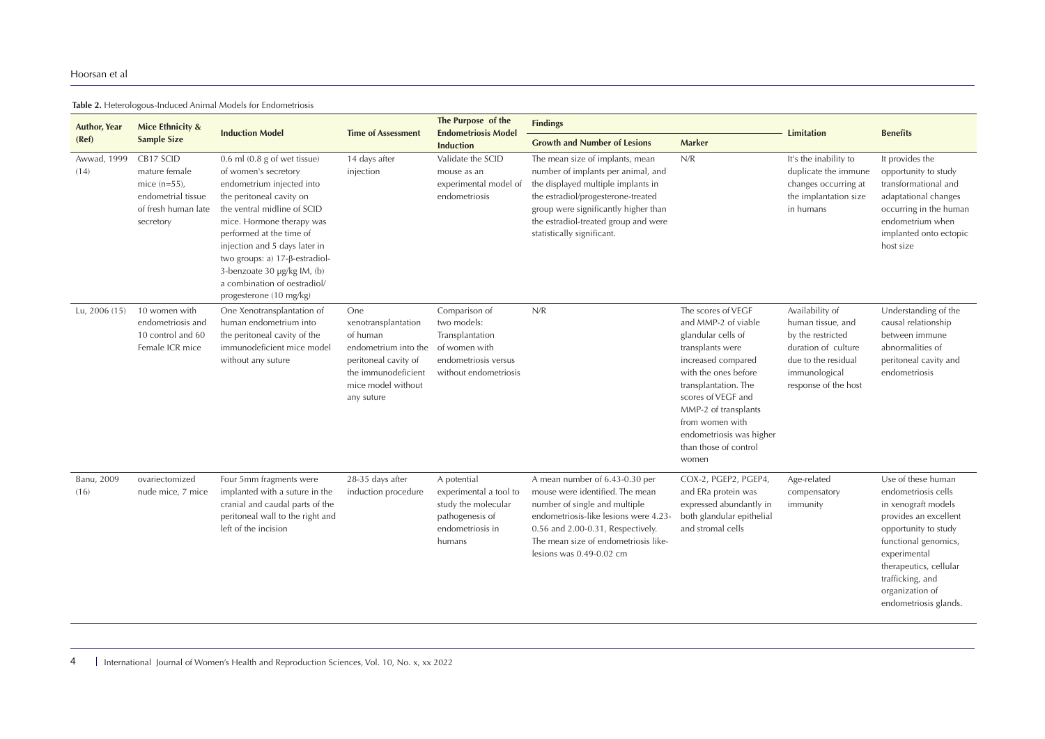**Table 2.** Heterologous-Induced Animal Models for Endometriosis

| Author, Year (Ref) | Mice Ethnicity & Sample Size | Induction Model | Time of Assessment | The Purpose of the Endometriosis Model Induction | Findings | | Limitation | Benefits |
|---|---|---|---|---|---|---|---|---|
| | | | | | Growth and Number of Lesions | Marker | | |
| Awwad, 1999 (14) | CB17 SCID mature female mice (n=55), endometrial tissue of fresh human late secretory | 0.6 ml (0.8 g of wet tissue) of women's secretory endometrium injected into the peritoneal cavity on the ventral midline of SCID mice. Hormone therapy was performed at the time of injection and 5 days later in two groups: a) 17-β-estradiol-3-benzoate 30 µg/kg IM, (b) a combination of oestradiol/ progesterone (10 mg/kg) | 14 days after injection | Validate the SCID mouse as an experimental model of endometriosis | The mean size of implants, mean number of implants per animal, and the displayed multiple implants in the estradiol/progesterone-treated group were significantly higher than the estradiol-treated group and were statistically significant. | N/R | It's the inability to duplicate the immune changes occurring at the implantation size in humans | It provides the opportunity to study transformational and adaptational changes occurring in the human endometrium when implanted onto ectopic host size |
| Lu, 2006 (15) | 10 women with endometriosis and 10 control and 60 Female ICR mice | One Xenotransplantation of human endometrium into the peritoneal cavity of the immunodeficient mice model without any suture | One xenotransplantation of human endometrium into the peritoneal cavity of the immunodeficient mice model without any suture | Comparison of two models: Transplantation of women with endometriosis versus without endometriosis | N/R | The scores of VEGF and MMP-2 of viable glandular cells of transplants were increased compared with the ones before transplantation. The scores of VEGF and MMP-2 of transplants from women with endometriosis was higher than those of control women | Availability of human tissue, and by the restricted duration of culture due to the residual immunological response of the host | Understanding of the causal relationship between immune abnormalities of peritoneal cavity and endometriosis |
| Banu, 2009 (16) | ovariectomized nude mice, 7 mice | Four 5mm fragments were implanted with a suture in the cranial and caudal parts of the peritoneal wall to the right and left of the incision | 28-35 days after induction procedure | A potential experimental a tool to study the molecular pathogenesis of endometriosis in humans | A mean number of 6.43-0.30 per mouse were identified. The mean number of single and multiple endometriosis-like lesions were 4.23-0.56 and 2.00-0.31, Respectively. The mean size of endometriosis like-lesions was 0.49-0.02 cm | COX-2, PGEP2, PGEP4, and ERa protein was expressed abundantly in both glandular epithelial and stromal cells | Age-related compensatory immunity | Use of these human endometriosis cells in xenograft models provides an excellent opportunity to study functional genomics, experimental therapeutics, cellular trafficking, and organization of endometriosis glands. |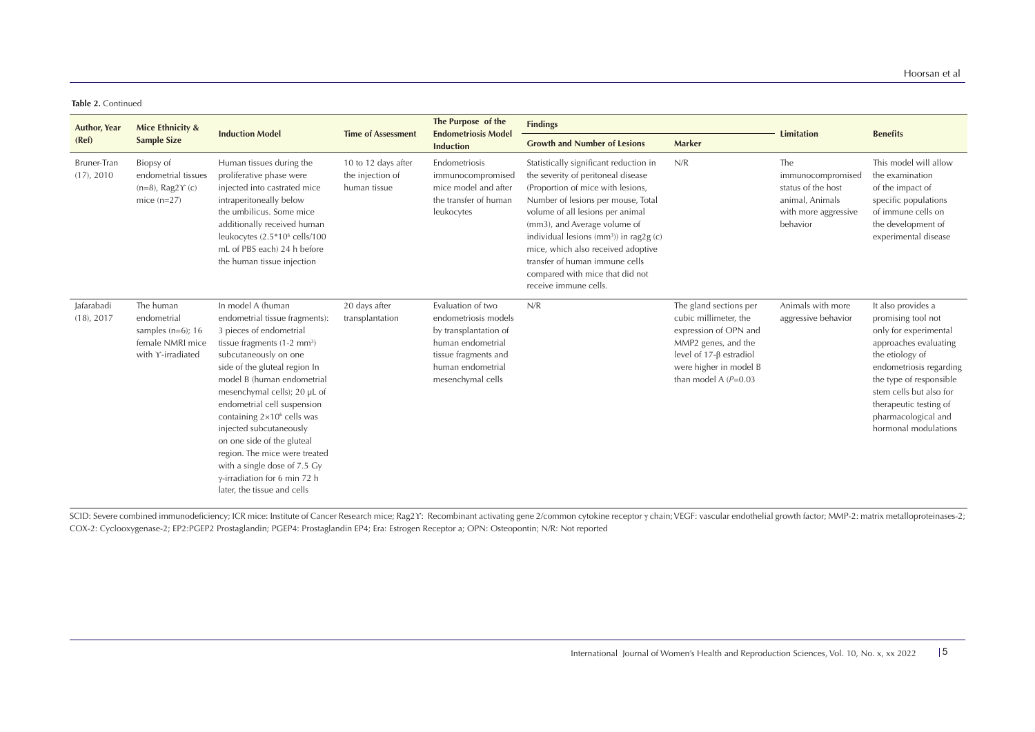**Table 2.** Continued

| Author, Year (Ref) | Mice Ethnicity & Sample Size | Induction Model | Time of Assessment | The Purpose of the Endometriosis Model Induction | Findings | | Limitation | Benefits |
|---|---|---|---|---|---|---|---|---|
| | | | | | Growth and Number of Lesions | Marker | | |
| Bruner-Tran (17), 2010 | Biopsy of endometrial tissues (n=8), Rag2ϒ (c) mice (n=27) | Human tissues during the proliferative phase were injected into castrated mice intraperitoneally below the umbilicus. Some mice additionally received human leukocytes (2.5*10$^6$ cells/100 mL of PBS each) 24 h before the human tissue injection | 10 to 12 days after the injection of human tissue | Endometriosis immunocompromised mice model and after the transfer of human leukocytes | Statistically significant reduction in the severity of peritoneal disease (Proportion of mice with lesions, Number of lesions per mouse, Total volume of all lesions per animal (mm3), and Average volume of individual lesions (mm$^3$)) in rag2g (c) mice, which also received adoptive transfer of human immune cells compared with mice that did not receive immune cells. | N/R | The immunocompromised status of the host animal, Animals with more aggressive behavior | This model will allow the examination of the impact of specific populations of immune cells on the development of experimental disease |
| Jafarabadi (18), 2017 | The human endometrial samples (n=6); 16 female NMRI mice with ϒ-irradiated | In model A (human endometrial tissue fragments): 3 pieces of endometrial tissue fragments (1-2 mm$^3$) subcutaneously on one side of the gluteal region In model B (human endometrial mesenchymal cells); 20 μL of endometrial cell suspension containing 2×10$^6$ cells was injected subcutaneously on one side of the gluteal region. The mice were treated with a single dose of 7.5 Gy γ-irradiation for 6 min 72 h later, the tissue and cells | 20 days after transplantation | Evaluation of two endometriosis models by transplantation of human endometrial tissue fragments and human endometrial mesenchymal cells | N/R | The gland sections per cubic millimeter, the expression of OPN and MMP2 genes, and the level of 17-β estradiol were higher in model B than model A ($P$=0.03 | Animals with more aggressive behavior | It also provides a promising tool not only for experimental approaches evaluating the etiology of endometriosis regarding the type of responsible stem cells but also for therapeutic testing of pharmacological and hormonal modulations |

SCID: Severe combined immunodeficiency; ICR mice: Institute of Cancer Research mice; Rag2ϒ: Recombinant activating gene 2/common cytokine receptor γ chain; VEGF: vascular endothelial growth factor; MMP-2: matrix metalloproteinases-2; COX-2: Cyclooxygenase-2; EP2:PGEP2 Prostaglandin; PGEP4: Prostaglandin EP4; Era: Estrogen Receptor a; OPN: Osteopontin; N/R: Not reported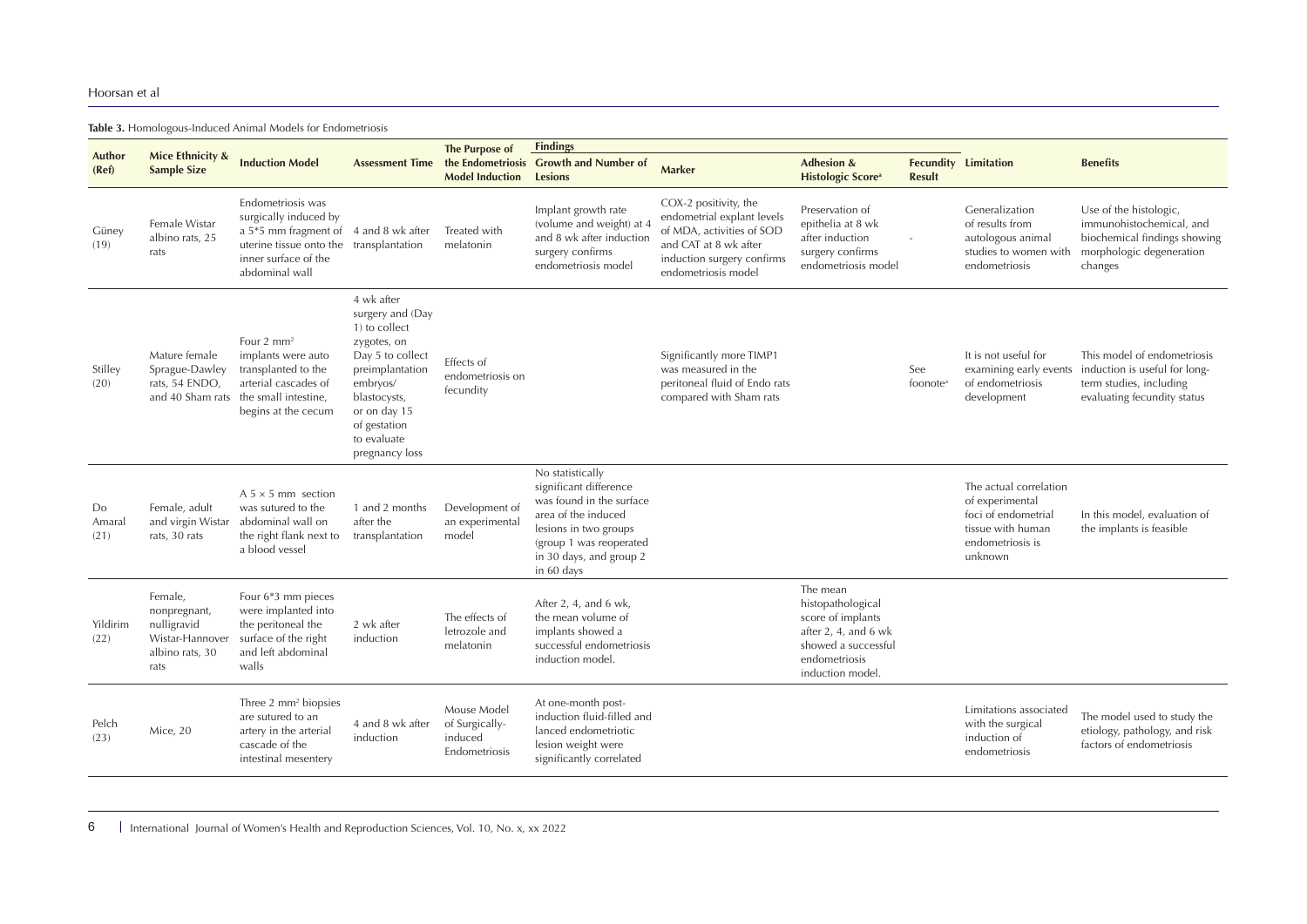**Table 3.** Homologous-Induced Animal Models for Endometriosis

| Author (Ref) | Mice Ethnicity & Sample Size | Induction Model | Assessment Time | The Purpose of the Endometriosis Model Induction | Findings | | | | Limitation | Benefits |
|---|---|---|---|---|---|---|---|---|---|---|
| | | | | | Growth and Number of Lesions | Marker | Adhesion & Histologic Score[a] | Fecundity Result | | |
| Güney (19) | Female Wistar albino rats, 25 rats | Endometriosis was surgically induced by a 5*5 mm fragment of uterine tissue onto the inner surface of the abdominal wall | 4 and 8 wk after transplantation | Treated with melatonin | Implant growth rate (volume and weight) at 4 and 8 wk after induction surgery confirms endometriosis model | COX-2 positivity, the endometrial explant levels of MDA, activities of SOD and CAT at 8 wk after induction surgery confirms endometriosis model | Preservation of epithelia at 8 wk after induction surgery confirms endometriosis model | - | Generalization of results from autologous animal studies to women with endometriosis | Use of the histologic, immunohistochemical, and biochemical findings showing morphologic degeneration changes |
| Stilley (20) | Mature female Sprague-Dawley rats, 54 ENDO, and 40 Sham rats | Four 2 mm² implants were auto transplanted to the arterial cascades of the small intestine, begins at the cecum | 4 wk after surgery and (Day 1) to collect zygotes, on Day 5 to collect preimplantation embryos/ blastocysts, or on day 15 of gestation to evaluate pregnancy loss | Effects of endometriosis on fecundity | | Significantly more TIMP1 was measured in the peritoneal fluid of Endo rats compared with Sham rats | | See foonote[a] | It is not useful for examining early events of endometriosis development | This model of endometriosis induction is useful for long-term studies, including evaluating fecundity status |
| Do Amaral (21) | Female, adult and virgin Wistar rats, 30 rats | A 5 × 5 mm section was sutured to the abdominal wall on the right flank next to a blood vessel | 1 and 2 months after the transplantation | Development of an experimental model | No statistically significant difference was found in the surface area of the induced lesions in two groups (group 1 was reoperated in 30 days, and group 2 in 60 days | | | | The actual correlation of experimental foci of endometrial tissue with human endometriosis is unknown | In this model, evaluation of the implants is feasible |
| Yildirim (22) | Female, nonpregnant, nulligravid Wistar-Hannover albino rats, 30 rats | Four 6*3 mm pieces were implanted into the peritoneal the surface of the right and left abdominal walls | 2 wk after induction | The effects of letrozole and melatonin | After 2, 4, and 6 wk, the mean volume of implants showed a successful endometriosis induction model. | | The mean histopathological score of implants after 2, 4, and 6 wk showed a successful endometriosis induction model. | | | |
| Pelch (23) | Mice, 20 | Three 2 mm² biopsies are sutured to an artery in the arterial cascade of the intestinal mesentery | 4 and 8 wk after induction | Mouse Model of Surgically-induced Endometriosis | At one-month post-induction fluid-filled and lanced endometriotic lesion weight were significantly correlated | | | | Limitations associated with the surgical induction of endometriosis | The model used to study the etiology, pathology, and risk factors of endometriosis |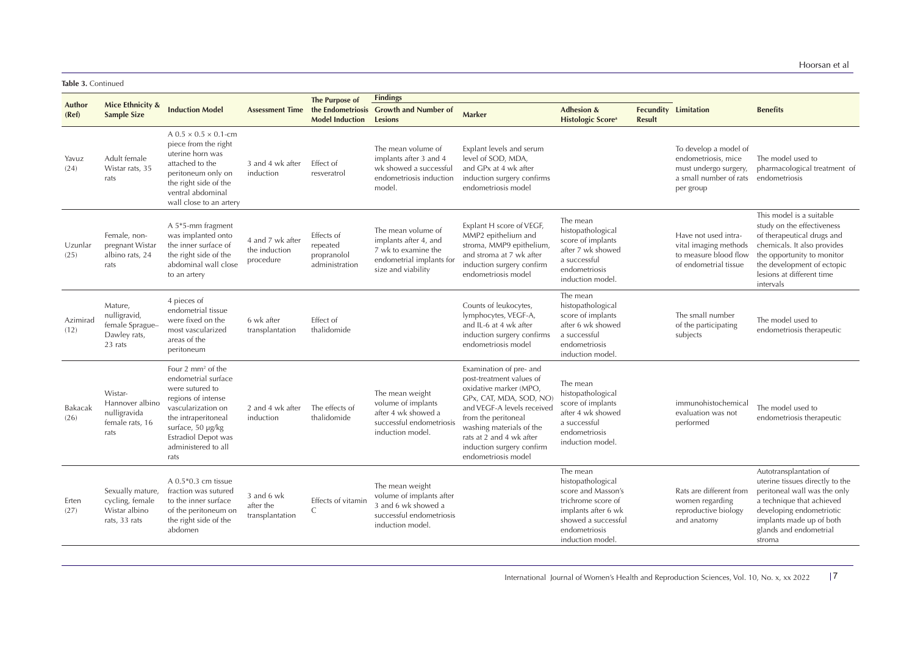**Table 3.** Continued

| Author (Ref) | Mice Ethnicity & Sample Size | Induction Model | Assessment Time | The Purpose of the Endometriosis Model Induction | Findings | | | | Limitation | Benefits |
|---|---|---|---|---|---|---|---|---|---|---|
| | | | | | Growth and Number of Lesions | Marker | Adhesion & Histologic Score[a] | Fecundity Result | | |
| Yavuz (24) | Adult female Wistar rats, 35 rats | A 0.5 × 0.5 × 0.1-cm piece from the right uterine horn was attached to the peritoneum only on the right side of the ventral abdominal wall close to an artery | 3 and 4 wk after induction | Effect of resveratrol | The mean volume of implants after 3 and 4 wk showed a successful endometriosis induction model. | Explant levels and serum level of SOD, MDA, and GPx at 4 wk after induction surgery confirms endometriosis model | | | To develop a model of endometriosis, mice must undergo surgery, a small number of rats per group | The model used to pharmacological treatment of endometriosis |
| Uzunlar (25) | Female, non-pregnant Wistar albino rats, 24 rats | A 5*5-mm fragment was implanted onto the inner surface of the right side of the abdominal wall close to an artery | 4 and 7 wk after the induction procedure | Effects of repeated propranolol administration | The mean volume of implants after 4, and 7 wk to examine the endometrial implants for size and viability | Explant H score of VEGF, MMP2 epithelium and stroma, MMP9 epithelium, and stroma at 7 wk after induction surgery confirm endometriosis model | The mean histopathological score of implants after 7 wk showed a successful endometriosis induction model. | | Have not used intra-vital imaging methods to measure blood flow of endometrial tissue | This model is a suitable study on the effectiveness of therapeutic drugs and chemicals. It also provides the opportunity to monitor the development of ectopic lesions at different time intervals |
| Azimirad (12) | Mature, nulligravid, female Sprague–Dawley rats, 23 rats | 4 pieces of endometrial tissue were fixed on the most vascularized areas of the peritoneum | 6 wk after transplantation | Effect of thalidomide | | Counts of leukocytes, lymphocytes, VEGF-A, and IL-6 at 4 wk after induction surgery confirms endometriosis model | The mean histopathological score of implants after 6 wk showed a successful endometriosis induction model. | | The small number of the participating subjects | The model used to endometriosis therapeutic |
| Bakacak (26) | Wistar-Hannover albino nulligravida female rats, 16 rats | Four 2 mm² of the endometrial surface were sutured to regions of intense vascularization on the intraperitoneal surface, 50 µg/kg Estradiol Depot was administered to all rats | 2 and 4 wk after induction | The effects of thalidomide | The mean weight volume of implants after 4 wk showed a successful endometriosis induction model. | Examination of pre- and post-treatment values of oxidative marker (MPO, GPx, CAT, MDA, SOD, NO) and VEGF-A levels received from the peritoneal washing materials of the rats at 2 and 4 wk after induction surgery confirm endometriosis model | The mean histopathological score of implants after 4 wk showed a successful endometriosis induction model. | | immunohistochemical evaluation was not performed | The model used to endometriosis therapeutic |
| Erten (27) | Sexually mature, cycling, female Wistar albino rats, 33 rats | A 0.5*0.3 cm tissue fraction was sutured to the inner surface of the peritoneum on the right side of the abdomen | 3 and 6 wk after the transplantation | Effects of vitamin C | The mean weight volume of implants after 3 and 6 wk showed a successful endometriosis induction model. | | The mean histopathological score and Masson's trichrome score of implants after 6 wk showed a successful endometriosis induction model. | | Rats are different from women regarding reproductive biology and anatomy | Autotransplantation of uterine tissues directly to the peritoneal wall was the only a technique that achieved developing endometriotic implants made up of both glands and endometrial stroma |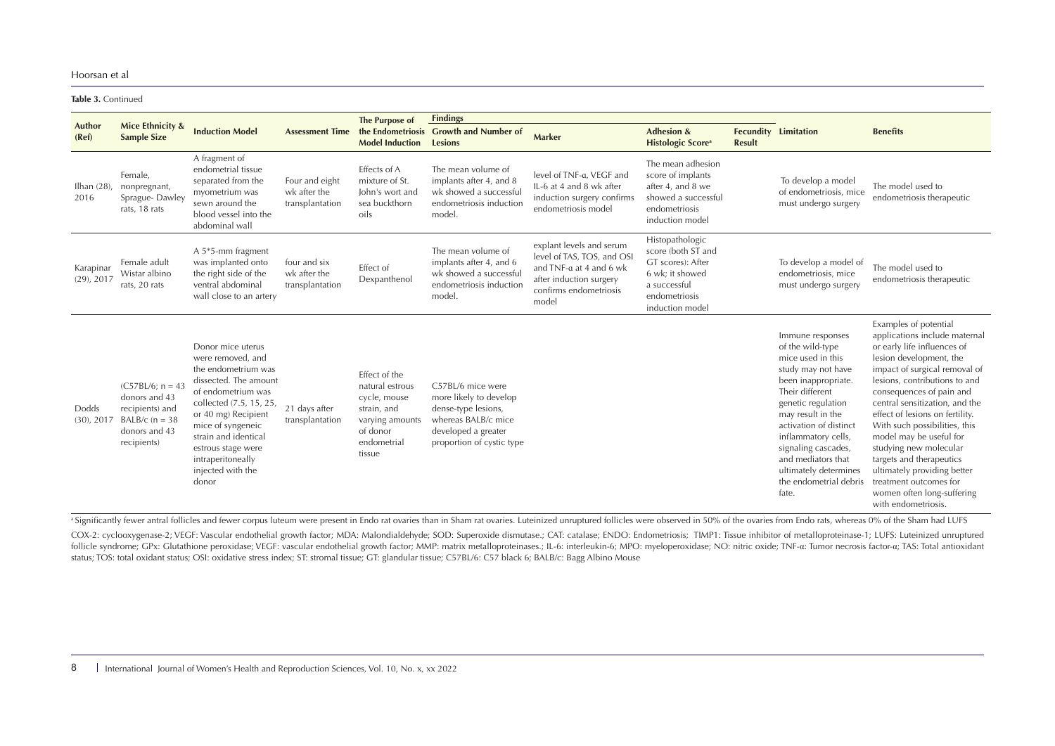**Table 3.** Continued

| Author (Ref) | Mice Ethnicity & Sample Size | Induction Model | Assessment Time | The Purpose of the Endometriosis Model Induction | Findings | | | | Limitation | Benefits |
|---|---|---|---|---|---|---|---|---|---|---|
| | | | | | Growth and Number of Lesions | Marker | Adhesion & Histologic Score[a] | Fecundity Result | | |
| Ilhan (28), 2016 | Female, nonpregnant, Sprague- Dawley rats, 18 rats | A fragment of endometrial tissue separated from the myometrium was sewn around the blood vessel into the abdominal wall | Four and eight wk after the transplantation | Effects of A mixture of St. John's wort and sea buckthorn oils | The mean volume of implants after 4, and 8 wk showed a successful endometriosis induction model. | level of TNF-α, VEGF and IL-6 at 4 and 8 wk after induction surgery confirms endometriosis model | The mean adhesion score of implants after 4, and 8 we showed a successful endometriosis induction model | | To develop a model of endometriosis, mice must undergo surgery | The model used to endometriosis therapeutic |
| Karapinar (29), 2017 | Female adult Wistar albino rats, 20 rats | A 5*5-mm fragment was implanted onto the right side of the ventral abdominal wall close to an artery | four and six wk after the transplantation | Effect of Dexpanthenol | The mean volume of implants after 4, and 6 wk showed a successful endometriosis induction model. | explant levels and serum level of TAS, TOS, and OSI and TNF-α at 4 and 6 wk after induction surgery confirms endometriosis model | Histopathologic score (both ST and GT scores): After 6 wk; it showed a successful endometriosis induction model | | To develop a model of endometriosis, mice must undergo surgery | The model used to endometriosis therapeutic |
| Dodds (30), 2017 | (C57BL/6; n = 43 donors and 43 recipients) and BALB/c (n = 38 donors and 43 recipients) | Donor mice uterus were removed, and the endometrium was dissected. The amount of endometrium was collected (7.5, 15, 25, or 40 mg) Recipient mice of syngeneic strain and identical estrous stage were intraperitoneally injected with the donor | 21 days after transplantation | Effect of the natural estrous cycle, mouse strain, and varying amounts of donor endometrial tissue | C57BL/6 mice were more likely to develop dense-type lesions, whereas BALB/c mice developed a greater proportion of cystic type | | | | Immune responses of the wild-type mice used in this study may not have been inappropriate. Their different genetic regulation may result in the activation of distinct inflammatory cells, signaling cascades, and mediators that ultimately determines the endometrial debris fate. | Examples of potential applications include maternal or early life influences of lesion development, the impact of surgical removal of lesions, contributions to and consequences of pain and central sensitization, and the effect of lesions on fertility. With such possibilities, this model may be useful for studying new molecular targets and therapeutics ultimately providing better treatment outcomes for women often long-suffering with endometriosis. |

[a] Significantly fewer antral follicles and fewer corpus luteum were present in Endo rat ovaries than in Sham rat ovaries. Luteinized unruptured follicles were observed in 50% of the ovaries from Endo rats, whereas 0% of the Sham had LUFS

COX-2: cyclooxygenase-2; VEGF: Vascular endothelial growth factor; MDA: Malondialdehyde; SOD: Superoxide dismutase.; CAT: catalase; ENDO: Endometriosis; TIMP1: Tissue inhibitor of metalloproteinase-1; LUFS: Luteinized unruptured follicle syndrome; GPx: Glutathione peroxidase; VEGF: vascular endothelial growth factor; MMP: matrix metalloproteinases.; IL-6: interleukin-6; MPO: myeloperoxidase; NO: nitric oxide; TNF-α: Tumor necrosis factor-α; TAS: Total antioxidant status; TOS: total oxidant status; OSI: oxidative stress index; ST: stromal tissue; GT: glandular tissue; C57BL/6: C57 black 6; BALB/c: Bagg Albino Mouse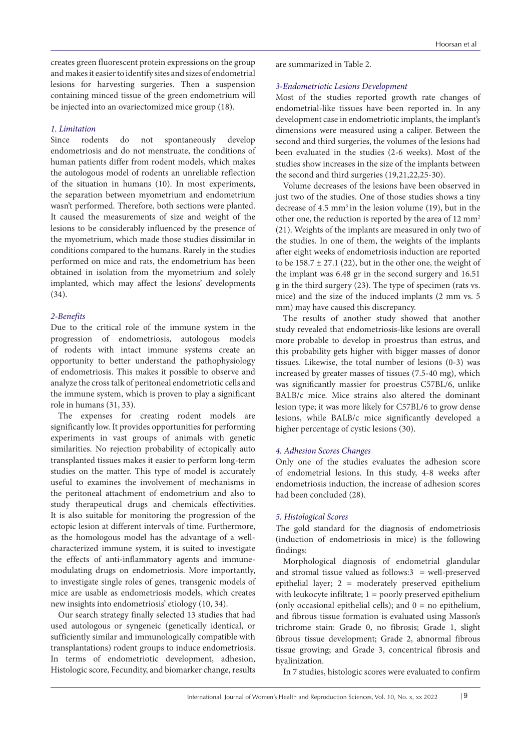creates green fluorescent protein expressions on the group and makes it easier to identify sites and sizes of endometrial lesions for harvesting surgeries. Then a suspension containing minced tissue of the green endometrium will be injected into an ovariectomized mice group (18).

### *1. Limitation*

Since rodents do not spontaneously develop endometriosis and do not menstruate, the conditions of human patients differ from rodent models, which makes the autologous model of rodents an unreliable reflection of the situation in humans (10). In most experiments, the separation between myometrium and endometrium wasn't performed. Therefore, both sections were planted. It caused the measurements of size and weight of the lesions to be considerably influenced by the presence of the myometrium, which made those studies dissimilar in conditions compared to the humans. Rarely in the studies performed on mice and rats, the endometrium has been obtained in isolation from the myometrium and solely implanted, which may affect the lesions' developments (34).

### *2-Benefits*

Due to the critical role of the immune system in the progression of endometriosis, autologous models of rodents with intact immune systems create an opportunity to better understand the pathophysiology of endometriosis. This makes it possible to observe and analyze the cross talk of peritoneal endometriotic cells and the immune system, which is proven to play a significant role in humans (31, 33).

The expenses for creating rodent models are significantly low. It provides opportunities for performing experiments in vast groups of animals with genetic similarities. No rejection probability of ectopically auto transplanted tissues makes it easier to perform long-term studies on the matter. This type of model is accurately useful to examines the involvement of mechanisms in the peritoneal attachment of endometrium and also to study therapeutical drugs and chemicals effectivities. It is also suitable for monitoring the progression of the ectopic lesion at different intervals of time. Furthermore, as the homologous model has the advantage of a well-characterized immune system, it is suited to investigate the effects of anti-inflammatory agents and immune-modulating drugs on endometriosis. More importantly, to investigate single roles of genes, transgenic models of mice are usable as endometriosis models, which creates new insights into endometriosis' etiology (10, 34).

Our search strategy finally selected 13 studies that had used autologous or syngeneic (genetically identical, or sufficiently similar and immunologically compatible with transplantations) rodent groups to induce endometriosis. In terms of endometriotic development, adhesion, Histologic score, Fecundity, and biomarker change, results are summarized in Table 2.

### *3-Endometriotic Lesions Development*

Most of the studies reported growth rate changes of endometrial-like tissues have been reported in. In any development case in endometriotic implants, the implant's dimensions were measured using a caliper. Between the second and third surgeries, the volumes of the lesions had been evaluated in the studies (2-6 weeks). Most of the studies show increases in the size of the implants between the second and third surgeries (19,21,22,25-30).

Volume decreases of the lesions have been observed in just two of the studies. One of those studies shows a tiny decrease of 4.5 $mm^3$ in the lesion volume (19), but in the other one, the reduction is reported by the area of 12 $mm^2$ (21). Weights of the implants are measured in only two of the studies. In one of them, the weights of the implants after eight weeks of endometriosis induction are reported to be $158.7 \pm 27.1$ (22), but in the other one, the weight of the implant was 6.48 gr in the second surgery and 16.51 g in the third surgery (23). The type of specimen (rats vs. mice) and the size of the induced implants (2 mm vs. 5 mm) may have caused this discrepancy.

The results of another study showed that another study revealed that endometriosis-like lesions are overall more probable to develop in proestrus than estrus, and this probability gets higher with bigger masses of donor tissues. Likewise, the total number of lesions (0-3) was increased by greater masses of tissues (7.5-40 mg), which was significantly massier for proestrus C57BL/6, unlike BALB/c mice. Mice strains also altered the dominant lesion type; it was more likely for C57BL/6 to grow dense lesions, while BALB/c mice significantly developed a higher percentage of cystic lesions (30).

### *4. Adhesion Scores Changes*

Only one of the studies evaluates the adhesion score of endometrial lesions. In this study, 4-8 weeks after endometriosis induction, the increase of adhesion scores had been concluded (28).

### *5. Histological Scores*

The gold standard for the diagnosis of endometriosis (induction of endometriosis in mice) is the following findings:

Morphological diagnosis of endometrial glandular and stromal tissue valued as follows:3 = well-preserved epithelial layer; 2 = moderately preserved epithelium with leukocyte infiltrate; 1 = poorly preserved epithelium (only occasional epithelial cells); and 0 = no epithelium, and fibrous tissue formation is evaluated using Masson's trichrome stain: Grade 0, no fibrosis; Grade 1, slight fibrous tissue development; Grade 2, abnormal fibrous tissue growing; and Grade 3, concentrical fibrosis and hyalinization.

In 7 studies, histologic scores were evaluated to confirm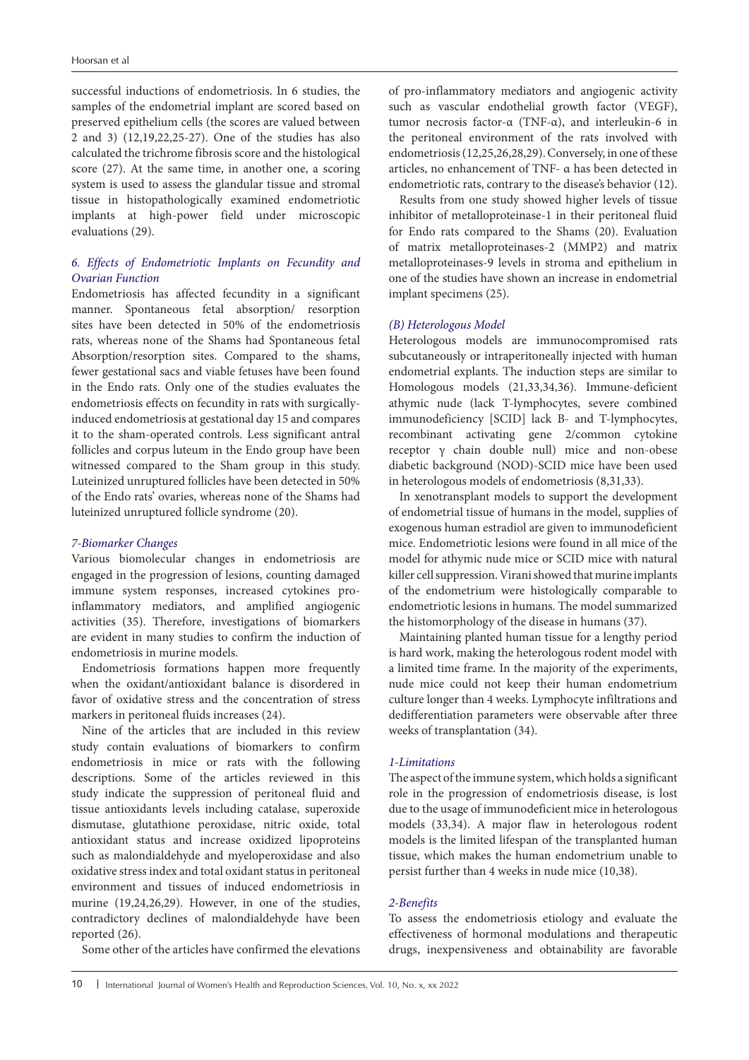successful inductions of endometriosis. In 6 studies, the samples of the endometrial implant are scored based on preserved epithelium cells (the scores are valued between 2 and 3) (12,19,22,25-27). One of the studies has also calculated the trichrome fibrosis score and the histological score (27). At the same time, in another one, a scoring system is used to assess the glandular tissue and stromal tissue in histopathologically examined endometriotic implants at high-power field under microscopic evaluations (29).

### *6. Effects of Endometriotic Implants on Fecundity and Ovarian Function*

Endometriosis has affected fecundity in a significant manner. Spontaneous fetal absorption/ resorption sites have been detected in 50% of the endometriosis rats, whereas none of the Shams had Spontaneous fetal Absorption/resorption sites. Compared to the shams, fewer gestational sacs and viable fetuses have been found in the Endo rats. Only one of the studies evaluates the endometriosis effects on fecundity in rats with surgically-induced endometriosis at gestational day 15 and compares it to the sham-operated controls. Less significant antral follicles and corpus luteum in the Endo group have been witnessed compared to the Sham group in this study. Luteinized unruptured follicles have been detected in 50% of the Endo rats' ovaries, whereas none of the Shams had luteinized unruptured follicle syndrome (20).

### *7-Biomarker Changes*

Various biomolecular changes in endometriosis are engaged in the progression of lesions, counting damaged immune system responses, increased cytokines pro-inflammatory mediators, and amplified angiogenic activities (35). Therefore, investigations of biomarkers are evident in many studies to confirm the induction of endometriosis in murine models.

Endometriosis formations happen more frequently when the oxidant/antioxidant balance is disordered in favor of oxidative stress and the concentration of stress markers in peritoneal fluids increases (24).

Nine of the articles that are included in this review study contain evaluations of biomarkers to confirm endometriosis in mice or rats with the following descriptions. Some of the articles reviewed in this study indicate the suppression of peritoneal fluid and tissue antioxidants levels including catalase, superoxide dismutase, glutathione peroxidase, nitric oxide, total antioxidant status and increase oxidized lipoproteins such as malondialdehyde and myeloperoxidase and also oxidative stress index and total oxidant status in peritoneal environment and tissues of induced endometriosis in murine (19,24,26,29). However, in one of the studies, contradictory declines of malondialdehyde have been reported (26).

Some other of the articles have confirmed the elevations of pro-inflammatory mediators and angiogenic activity such as vascular endothelial growth factor (VEGF), tumor necrosis factor-α (TNF-α), and interleukin-6 in the peritoneal environment of the rats involved with endometriosis (12,25,26,28,29). Conversely, in one of these articles, no enhancement of TNF- α has been detected in endometriotic rats, contrary to the disease's behavior (12).

Results from one study showed higher levels of tissue inhibitor of metalloproteinase-1 in their peritoneal fluid for Endo rats compared to the Shams (20). Evaluation of matrix metalloproteinases-2 (MMP2) and matrix metalloproteinases-9 levels in stroma and epithelium in one of the studies have shown an increase in endometrial implant specimens (25).

### *(B) Heterologous Model*

Heterologous models are immunocompromised rats subcutaneously or intraperitoneally injected with human endometrial explants. The induction steps are similar to Homologous models (21,33,34,36). Immune-deficient athymic nude (lack T-lymphocytes, severe combined immunodeficiency [SCID] lack B- and T-lymphocytes, recombinant activating gene 2/common cytokine receptor γ chain double null) mice and non-obese diabetic background (NOD)-SCID mice have been used in heterologous models of endometriosis (8,31,33).

In xenotransplant models to support the development of endometrial tissue of humans in the model, supplies of exogenous human estradiol are given to immunodeficient mice. Endometriotic lesions were found in all mice of the model for athymic nude mice or SCID mice with natural killer cell suppression. Virani showed that murine implants of the endometrium were histologically comparable to endometriotic lesions in humans. The model summarized the histomorphology of the disease in humans (37).

Maintaining planted human tissue for a lengthy period is hard work, making the heterologous rodent model with a limited time frame. In the majority of the experiments, nude mice could not keep their human endometrium culture longer than 4 weeks. Lymphocyte infiltrations and dedifferentiation parameters were observable after three weeks of transplantation (34).

### *1-Limitations*

The aspect of the immune system, which holds a significant role in the progression of endometriosis disease, is lost due to the usage of immunodeficient mice in heterologous models (33,34). A major flaw in heterologous rodent models is the limited lifespan of the transplanted human tissue, which makes the human endometrium unable to persist further than 4 weeks in nude mice (10,38).

### *2-Benefits*

To assess the endometriosis etiology and evaluate the effectiveness of hormonal modulations and therapeutic drugs, inexpensiveness and obtainability are favorable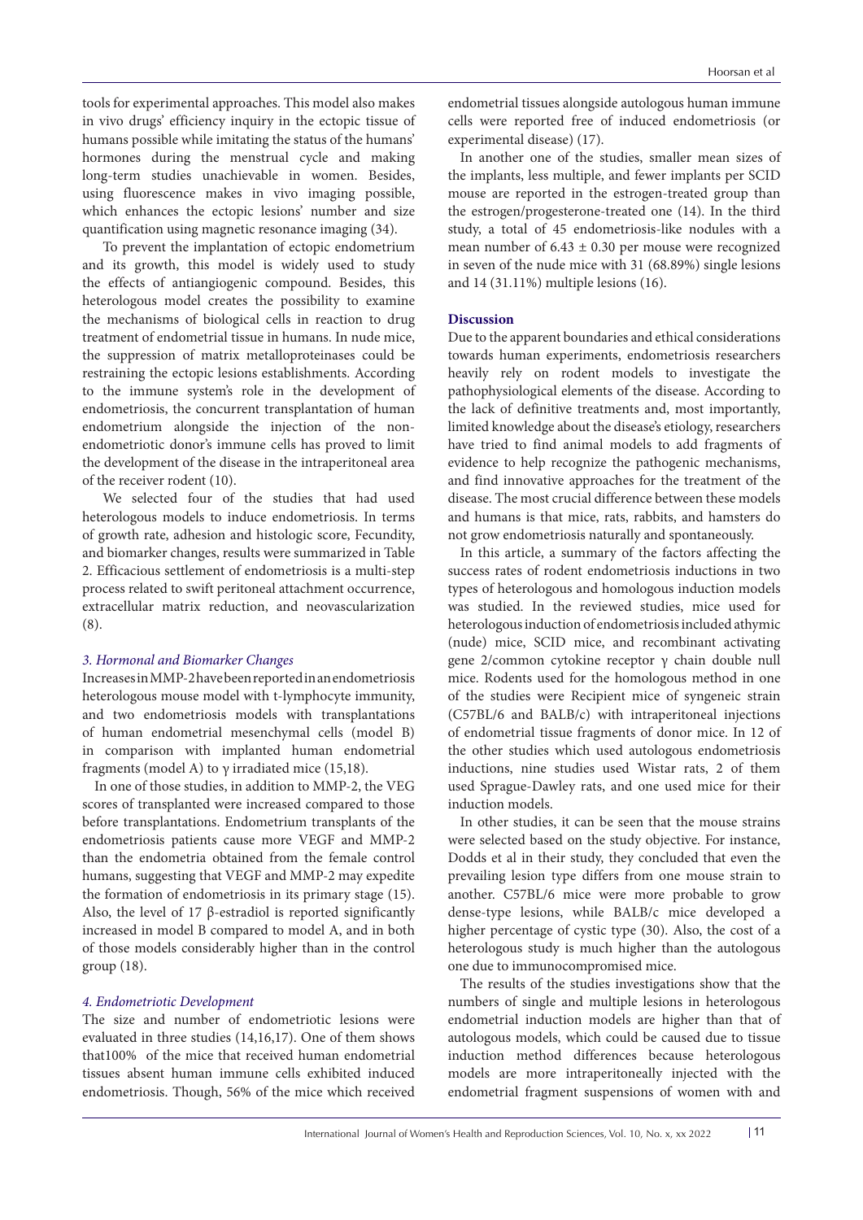tools for experimental approaches. This model also makes in vivo drugs' efficiency inquiry in the ectopic tissue of humans possible while imitating the status of the humans' hormones during the menstrual cycle and making long-term studies unachievable in women. Besides, using fluorescence makes in vivo imaging possible, which enhances the ectopic lesions' number and size quantification using magnetic resonance imaging (34).

To prevent the implantation of ectopic endometrium and its growth, this model is widely used to study the effects of antiangiogenic compound. Besides, this heterologous model creates the possibility to examine the mechanisms of biological cells in reaction to drug treatment of endometrial tissue in humans. In nude mice, the suppression of matrix metalloproteinases could be restraining the ectopic lesions establishments. According to the immune system's role in the development of endometriosis, the concurrent transplantation of human endometrium alongside the injection of the non-endometriotic donor's immune cells has proved to limit the development of the disease in the intraperitoneal area of the receiver rodent (10).

We selected four of the studies that had used heterologous models to induce endometriosis. In terms of growth rate, adhesion and histologic score, Fecundity, and biomarker changes, results were summarized in Table 2. Efficacious settlement of endometriosis is a multi-step process related to swift peritoneal attachment occurrence, extracellular matrix reduction, and neovascularization (8).

### *3. Hormonal and Biomarker Changes*

Increases in MMP-2 have been reported in an endometriosis heterologous mouse model with t-lymphocyte immunity, and two endometriosis models with transplantations of human endometrial mesenchymal cells (model B) in comparison with implanted human endometrial fragments (model A) to γ irradiated mice (15,18).

In one of those studies, in addition to MMP-2, the VEG scores of transplanted were increased compared to those before transplantations. Endometrium transplants of the endometriosis patients cause more VEGF and MMP-2 than the endometria obtained from the female control humans, suggesting that VEGF and MMP-2 may expedite the formation of endometriosis in its primary stage (15). Also, the level of 17 β-estradiol is reported significantly increased in model B compared to model A, and in both of those models considerably higher than in the control group (18).

### *4. Endometriotic Development*

The size and number of endometriotic lesions were evaluated in three studies (14,16,17). One of them shows that100% of the mice that received human endometrial tissues absent human immune cells exhibited induced endometriosis. Though, 56% of the mice which received endometrial tissues alongside autologous human immune cells were reported free of induced endometriosis (or experimental disease) (17).

In another one of the studies, smaller mean sizes of the implants, less multiple, and fewer implants per SCID mouse are reported in the estrogen-treated group than the estrogen/progesterone-treated one (14). In the third study, a total of 45 endometriosis-like nodules with a mean number of 6.43 ± 0.30 per mouse were recognized in seven of the nude mice with 31 (68.89%) single lesions and 14 (31.11%) multiple lesions (16).

## Discussion

Due to the apparent boundaries and ethical considerations towards human experiments, endometriosis researchers heavily rely on rodent models to investigate the pathophysiological elements of the disease. According to the lack of definitive treatments and, most importantly, limited knowledge about the disease's etiology, researchers have tried to find animal models to add fragments of evidence to help recognize the pathogenic mechanisms, and find innovative approaches for the treatment of the disease. The most crucial difference between these models and humans is that mice, rats, rabbits, and hamsters do not grow endometriosis naturally and spontaneously.

In this article, a summary of the factors affecting the success rates of rodent endometriosis inductions in two types of heterologous and homologous induction models was studied. In the reviewed studies, mice used for heterologous induction of endometriosis included athymic (nude) mice, SCID mice, and recombinant activating gene 2/common cytokine receptor γ chain double null mice. Rodents used for the homologous method in one of the studies were Recipient mice of syngeneic strain (C57BL/6 and BALB/c) with intraperitoneal injections of endometrial tissue fragments of donor mice. In 12 of the other studies which used autologous endometriosis inductions, nine studies used Wistar rats, 2 of them used Sprague-Dawley rats, and one used mice for their induction models.

In other studies, it can be seen that the mouse strains were selected based on the study objective. For instance, Dodds et al in their study, they concluded that even the prevailing lesion type differs from one mouse strain to another. C57BL/6 mice were more probable to grow dense-type lesions, while BALB/c mice developed a higher percentage of cystic type (30). Also, the cost of a heterologous study is much higher than the autologous one due to immunocompromised mice.

The results of the studies investigations show that the numbers of single and multiple lesions in heterologous endometrial induction models are higher than that of autologous models, which could be caused due to tissue induction method differences because heterologous models are more intraperitoneally injected with the endometrial fragment suspensions of women with and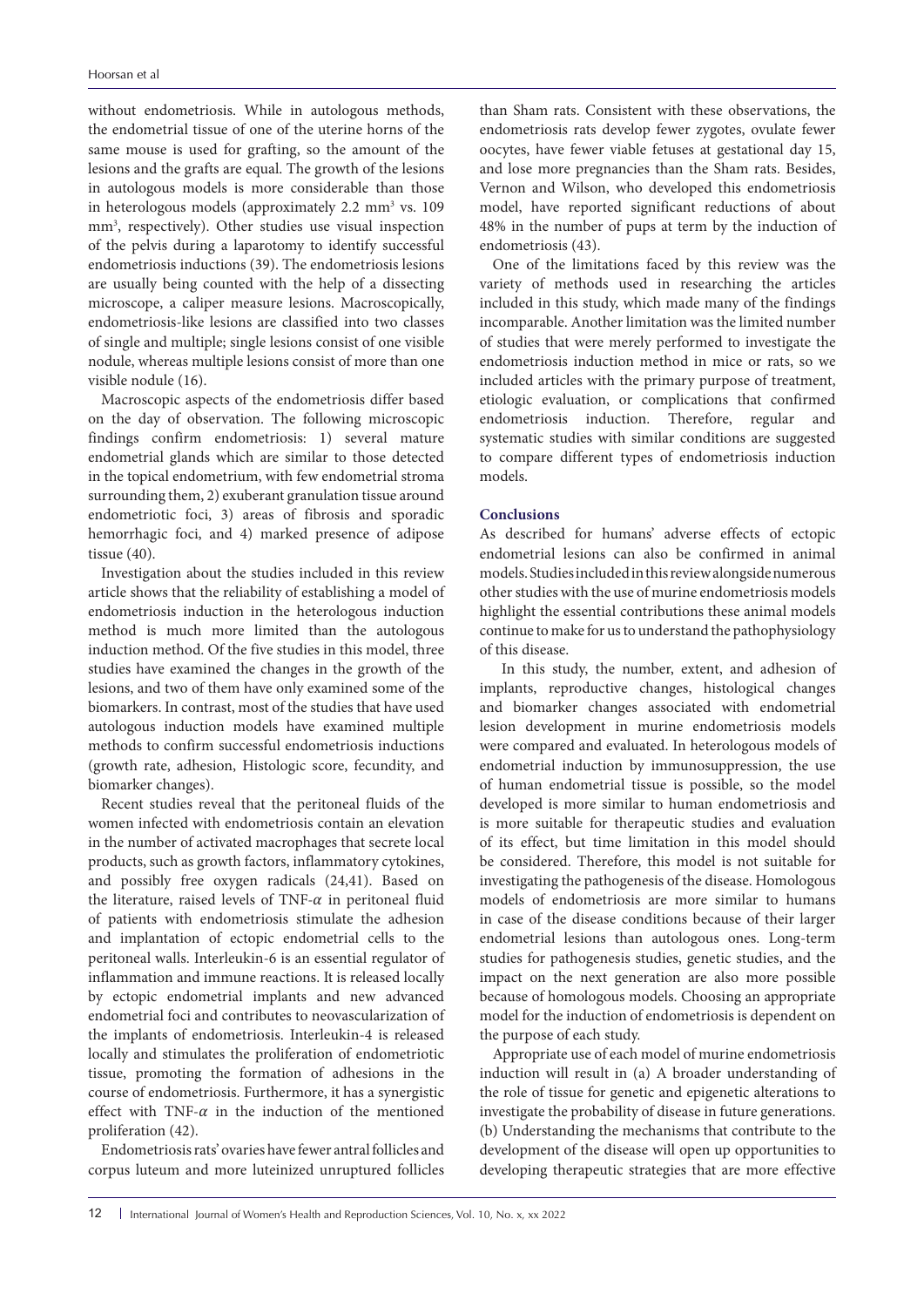without endometriosis. While in autologous methods, the endometrial tissue of one of the uterine horns of the same mouse is used for grafting, so the amount of the lesions and the grafts are equal. The growth of the lesions in autologous models is more considerable than those in heterologous models (approximately 2.2 $mm^3$ vs. 109 $mm^3$, respectively). Other studies use visual inspection of the pelvis during a laparotomy to identify successful endometriosis inductions (39). The endometriosis lesions are usually being counted with the help of a dissecting microscope, a caliper measure lesions. Macroscopically, endometriosis-like lesions are classified into two classes of single and multiple; single lesions consist of one visible nodule, whereas multiple lesions consist of more than one visible nodule (16).

Macroscopic aspects of the endometriosis differ based on the day of observation. The following microscopic findings confirm endometriosis: 1) several mature endometrial glands which are similar to those detected in the topical endometrium, with few endometrial stroma surrounding them, 2) exuberant granulation tissue around endometriotic foci, 3) areas of fibrosis and sporadic hemorrhagic foci, and 4) marked presence of adipose tissue (40).

Investigation about the studies included in this review article shows that the reliability of establishing a model of endometriosis induction in the heterologous induction method is much more limited than the autologous induction method. Of the five studies in this model, three studies have examined the changes in the growth of the lesions, and two of them have only examined some of the biomarkers. In contrast, most of the studies that have used autologous induction models have examined multiple methods to confirm successful endometriosis inductions (growth rate, adhesion, Histologic score, fecundity, and biomarker changes).

Recent studies reveal that the peritoneal fluids of the women infected with endometriosis contain an elevation in the number of activated macrophages that secrete local products, such as growth factors, inflammatory cytokines, and possibly free oxygen radicals (24,41). Based on the literature, raised levels of TNF-$\alpha$ in peritoneal fluid of patients with endometriosis stimulate the adhesion and implantation of ectopic endometrial cells to the peritoneal walls. Interleukin-6 is an essential regulator of inflammation and immune reactions. It is released locally by ectopic endometrial implants and new advanced endometrial foci and contributes to neovascularization of the implants of endometriosis. Interleukin-4 is released locally and stimulates the proliferation of endometriotic tissue, promoting the formation of adhesions in the course of endometriosis. Furthermore, it has a synergistic effect with TNF-$\alpha$ in the induction of the mentioned proliferation (42).

Endometriosis rats' ovaries have fewer antral follicles and corpus luteum and more luteinized unruptured follicles than Sham rats. Consistent with these observations, the endometriosis rats develop fewer zygotes, ovulate fewer oocytes, have fewer viable fetuses at gestational day 15, and lose more pregnancies than the Sham rats. Besides, Vernon and Wilson, who developed this endometriosis model, have reported significant reductions of about 48% in the number of pups at term by the induction of endometriosis (43).

One of the limitations faced by this review was the variety of methods used in researching the articles included in this study, which made many of the findings incomparable. Another limitation was the limited number of studies that were merely performed to investigate the endometriosis induction method in mice or rats, so we included articles with the primary purpose of treatment, etiologic evaluation, or complications that confirmed endometriosis induction. Therefore, regular and systematic studies with similar conditions are suggested to compare different types of endometriosis induction models.

## Conclusions

As described for humans' adverse effects of ectopic endometrial lesions can also be confirmed in animal models. Studies included in this review alongside numerous other studies with the use of murine endometriosis models highlight the essential contributions these animal models continue to make for us to understand the pathophysiology of this disease.

In this study, the number, extent, and adhesion of implants, reproductive changes, histological changes and biomarker changes associated with endometrial lesion development in murine endometriosis models were compared and evaluated. In heterologous models of endometrial induction by immunosuppression, the use of human endometrial tissue is possible, so the model developed is more similar to human endometriosis and is more suitable for therapeutic studies and evaluation of its effect, but time limitation in this model should be considered. Therefore, this model is not suitable for investigating the pathogenesis of the disease. Homologous models of endometriosis are more similar to humans in case of the disease conditions because of their larger endometrial lesions than autologous ones. Long-term studies for pathogenesis studies, genetic studies, and the impact on the next generation are also more possible because of homologous models. Choosing an appropriate model for the induction of endometriosis is dependent on the purpose of each study.

Appropriate use of each model of murine endometriosis induction will result in (a) A broader understanding of the role of tissue for genetic and epigenetic alterations to investigate the probability of disease in future generations. (b) Understanding the mechanisms that contribute to the development of the disease will open up opportunities to developing therapeutic strategies that are more effective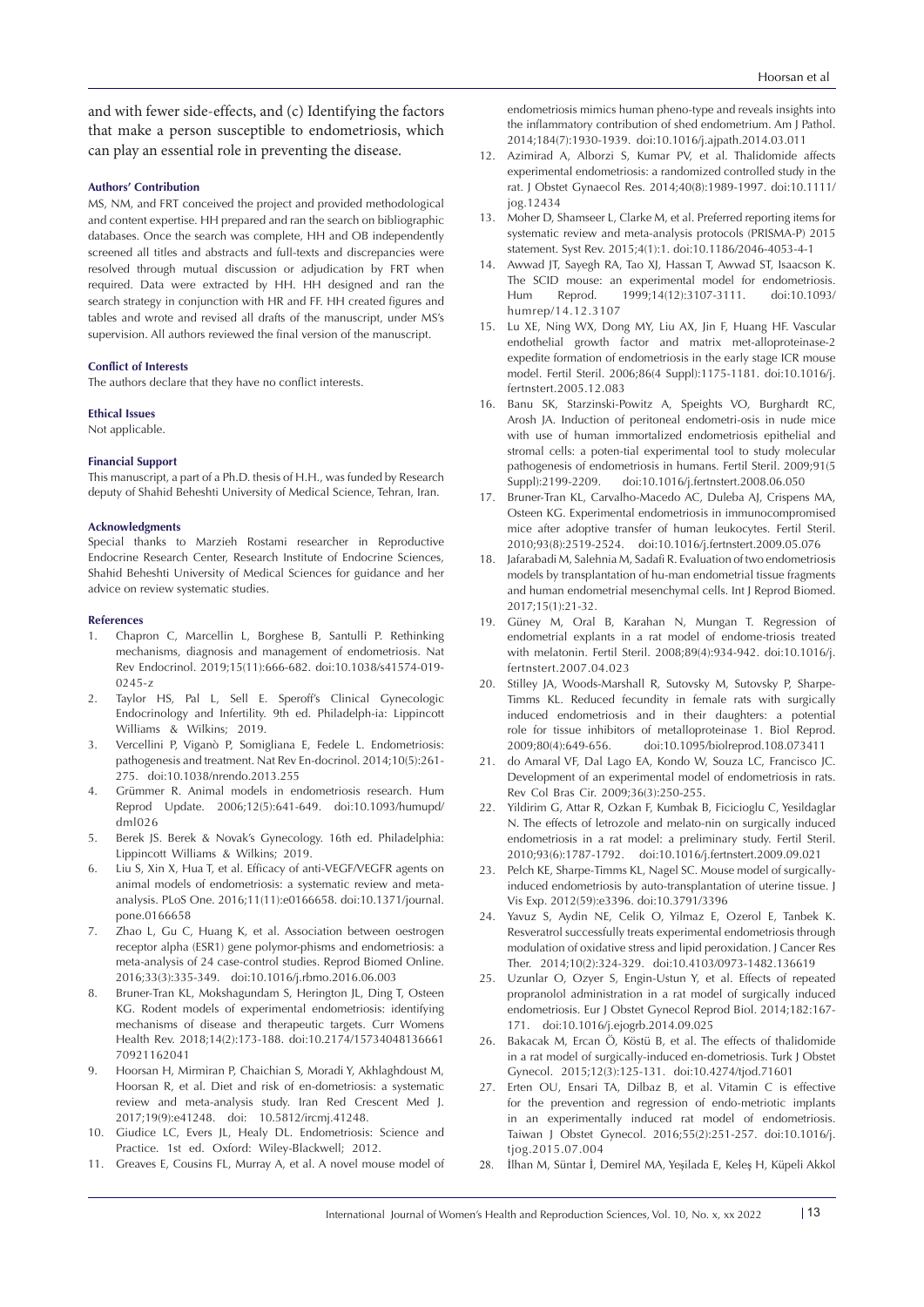and with fewer side-effects, and (c) Identifying the factors that make a person susceptible to endometriosis, which can play an essential role in preventing the disease.

#### Authors' Contribution

MS, NM, and FRT conceived the project and provided methodological and content expertise. HH prepared and ran the search on bibliographic databases. Once the search was complete, HH and OB independently screened all titles and abstracts and full-texts and discrepancies were resolved through mutual discussion or adjudication by FRT when required. Data were extracted by HH. HH designed and ran the search strategy in conjunction with HR and FF. HH created figures and tables and wrote and revised all drafts of the manuscript, under MS's supervision. All authors reviewed the final version of the manuscript.

#### Conflict of Interests

The authors declare that they have no conflict interests.

#### Ethical Issues

Not applicable.

#### Financial Support

This manuscript, a part of a Ph.D. thesis of H.H., was funded by Research deputy of Shahid Beheshti University of Medical Science, Tehran, Iran.

#### Acknowledgments

Special thanks to Marzieh Rostami researcher in Reproductive Endocrine Research Center, Research Institute of Endocrine Sciences, Shahid Beheshti University of Medical Sciences for guidance and her advice on review systematic studies.

#### References

1. Chapron C, Marcellin L, Borghese B, Santulli P. Rethinking mechanisms, diagnosis and management of endometriosis. Nat Rev Endocrinol. 2019;15(11):666-682. doi:10.1038/s41574-019-0245-z
2. Taylor HS, Pal L, Sell E. Speroff's Clinical Gynecologic Endocrinology and Infertility. 9th ed. Philadelph-ia: Lippincott Williams & Wilkins; 2019.
3. Vercellini P, Viganò P, Somigliana E, Fedele L. Endometriosis: pathogenesis and treatment. Nat Rev En-docrinol. 2014;10(5):261-275. doi:10.1038/nrendo.2013.255
4. Grümmer R. Animal models in endometriosis research. Hum Reprod Update. 2006;12(5):641-649. doi:10.1093/humupd/dml026
5. Berek JS. Berek & Novak's Gynecology. 16th ed. Philadelphia: Lippincott Williams & Wilkins; 2019.
6. Liu S, Xin X, Hua T, et al. Efficacy of anti-VEGF/VEGFR agents on animal models of endometriosis: a systematic review and meta-analysis. PLoS One. 2016;11(11):e0166658. doi:10.1371/journal.pone.0166658
7. Zhao L, Gu C, Huang K, et al. Association between oestrogen receptor alpha (ESR1) gene polymor-phisms and endometriosis: a meta-analysis of 24 case-control studies. Reprod Biomed Online. 2016;33(3):335-349. doi:10.1016/j.rbmo.2016.06.003
8. Bruner-Tran KL, Mokshagundam S, Herington JL, Ding T, Osteen KG. Rodent models of experimental endometriosis: identifying mechanisms of disease and therapeutic targets. Curr Womens Health Rev. 2018;14(2):173-188. doi:10.2174/1573404813666170921162041
9. Hoorsan H, Mirmiran P, Chaichian S, Moradi Y, Akhlaghdoust M, Hoorsan R, et al. Diet and risk of en-dometriosis: a systematic review and meta-analysis study. Iran Red Crescent Med J. 2017;19(9):e41248. doi: 10.5812/ircmj.41248.
10. Giudice LC, Evers JL, Healy DL. Endometriosis: Science and Practice. 1st ed. Oxford: Wiley-Blackwell; 2012.
11. Greaves E, Cousins FL, Murray A, et al. A novel mouse model of endometriosis mimics human pheno-type and reveals insights into the inflammatory contribution of shed endometrium. Am J Pathol. 2014;184(7):1930-1939. doi:10.1016/j.ajpath.2014.03.011
12. Azimirad A, Alborzi S, Kumar PV, et al. Thalidomide affects experimental endometriosis: a randomized controlled study in the rat. J Obstet Gynaecol Res. 2014;40(8):1989-1997. doi:10.1111/jog.12434
13. Moher D, Shamseer L, Clarke M, et al. Preferred reporting items for systematic review and meta-analysis protocols (PRISMA-P) 2015 statement. Syst Rev. 2015;4(1):1. doi:10.1186/2046-4053-4-1
14. Awwad JT, Sayegh RA, Tao XJ, Hassan T, Awwad ST, Isaacson K. The SCID mouse: an experimental model for endometriosis. Hum Reprod. 1999;14(12):3107-3111. doi:10.1093/humrep/14.12.3107
15. Lu XE, Ning WX, Dong MY, Liu AX, Jin F, Huang HF. Vascular endothelial growth factor and matrix met-alloproteinase-2 expedite formation of endometriosis in the early stage ICR mouse model. Fertil Steril. 2006;86(4 Suppl):1175-1181. doi:10.1016/j.fertnstert.2005.12.083
16. Banu SK, Starzinski-Powitz A, Speights VO, Burghardt RC, Arosh JA. Induction of peritoneal endometri-osis in nude mice with use of human immortalized endometriosis epithelial and stromal cells: a poten-tial experimental tool to study molecular pathogenesis of endometriosis in humans. Fertil Steril. 2009;91(5 Suppl):2199-2209. doi:10.1016/j.fertnstert.2008.06.050
17. Bruner-Tran KL, Carvalho-Macedo AC, Duleba AJ, Crispens MA, Osteen KG. Experimental endometriosis in immunocompromised mice after adoptive transfer of human leukocytes. Fertil Steril. 2010;93(8):2519-2524. doi:10.1016/j.fertnstert.2009.05.076
18. Jafarabadi M, Salehnia M, Sadafi R. Evaluation of two endometriosis models by transplantation of hu-man endometrial tissue fragments and human endometrial mesenchymal cells. Int J Reprod Biomed. 2017;15(1):21-32.
19. Güney M, Oral B, Karahan N, Mungan T. Regression of endometrial explants in a rat model of endome-triosis treated with melatonin. Fertil Steril. 2008;89(4):934-942. doi:10.1016/j.fertnstert.2007.04.023
20. Stilley JA, Woods-Marshall R, Sutovsky M, Sutovsky P, Sharpe-Timms KL. Reduced fecundity in female rats with surgically induced endometriosis and in their daughters: a potential role for tissue inhibitors of metalloproteinase 1. Biol Reprod. 2009;80(4):649-656. doi:10.1095/biolreprod.108.073411
21. do Amaral VF, Dal Lago EA, Kondo W, Souza LC, Francisco JC. Development of an experimental model of endometriosis in rats. Rev Col Bras Cir. 2009;36(3):250-255.
22. Yildirim G, Attar R, Ozkan F, Kumbak B, Ficicioglu C, Yesildaglar N. The effects of letrozole and melato-nin on surgically induced endometriosis in a rat model: a preliminary study. Fertil Steril. 2010;93(6):1787-1792. doi:10.1016/j.fertnstert.2009.09.021
23. Pelch KE, Sharpe-Timms KL, Nagel SC. Mouse model of surgically-induced endometriosis by auto-transplantation of uterine tissue. J Vis Exp. 2012(59):e3396. doi:10.3791/3396
24. Yavuz S, Aydin NE, Celik O, Yilmaz E, Ozerol E, Tanbek K. Resveratrol successfully treats experimental endometriosis through modulation of oxidative stress and lipid peroxidation. J Cancer Res Ther. 2014;10(2):324-329. doi:10.4103/0973-1482.136619
25. Uzunlar O, Ozyer S, Engin-Ustun Y, et al. Effects of repeated propranolol administration in a rat model of surgically induced endometriosis. Eur J Obstet Gynecol Reprod Biol. 2014;182:167-171. doi:10.1016/j.ejogrb.2014.09.025
26. Bakacak M, Ercan Ö, Köstü B, et al. The effects of thalidomide in a rat model of surgically-induced en-dometriosis. Turk J Obstet Gynecol. 2015;12(3):125-131. doi:10.4274/tjod.71601
27. Erten OU, Ensari TA, Dilbaz B, et al. Vitamin C is effective for the prevention and regression of endo-metriotic implants in an experimentally induced rat model of endometriosis. Taiwan J Obstet Gynecol. 2016;55(2):251-257. doi:10.1016/j.tjog.2015.07.004
28. İlhan M, Süntar İ, Demirel MA, Yeşilada E, Keleş H, Küpeli Akkol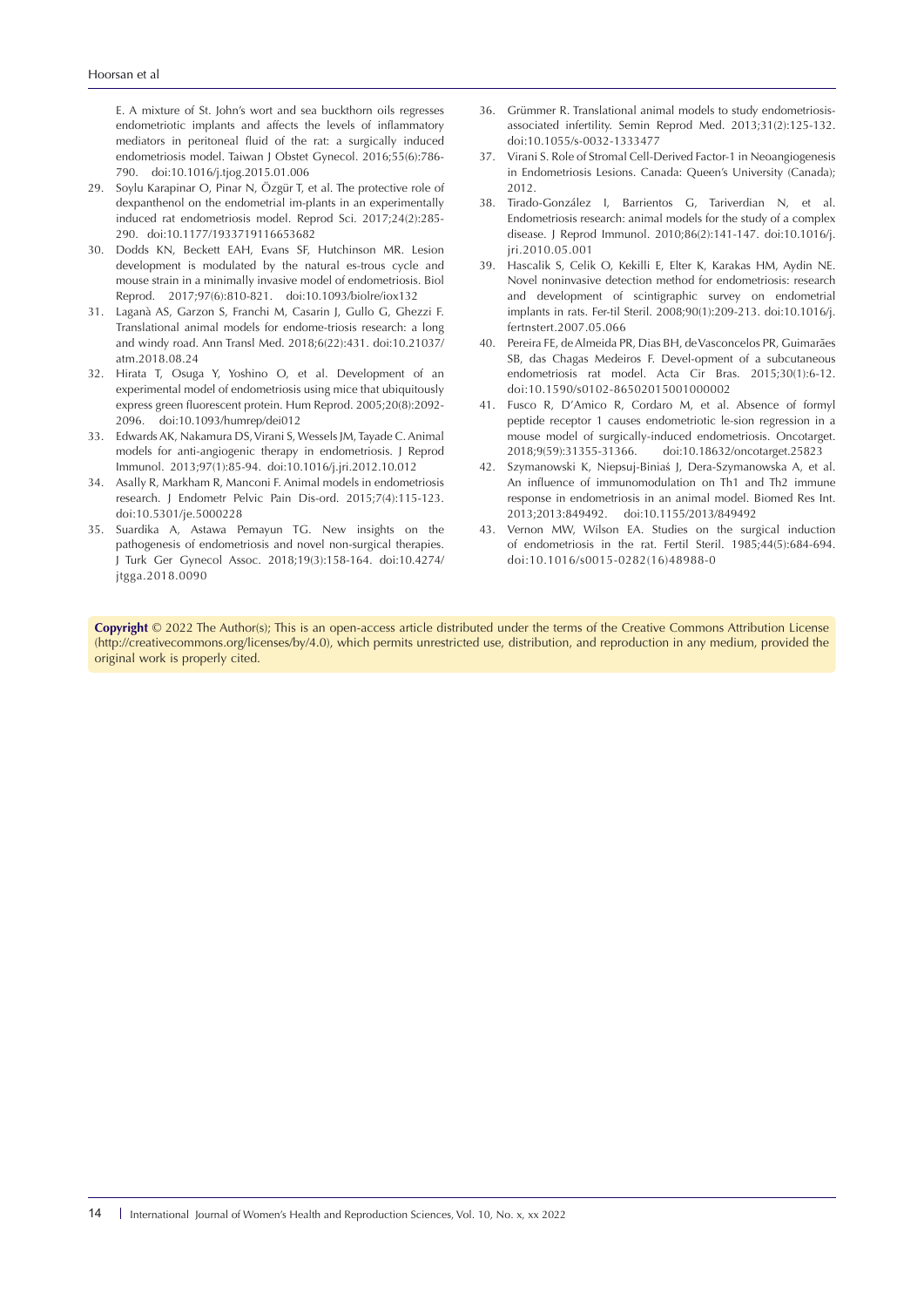E. A mixture of St. John's wort and sea buckthorn oils regresses endometriotic implants and affects the levels of inflammatory mediators in peritoneal fluid of the rat: a surgically induced endometriosis model. Taiwan J Obstet Gynecol. 2016;55(6):786-790. doi:10.1016/j.tjog.2015.01.006

29. Soylu Karapinar O, Pinar N, Özgür T, et al. The protective role of dexpanthenol on the endometrial im-plants in an experimentally induced rat endometriosis model. Reprod Sci. 2017;24(2):285-290. doi:10.1177/1933719116653682
30. Dodds KN, Beckett EAH, Evans SF, Hutchinson MR. Lesion development is modulated by the natural es-trous cycle and mouse strain in a minimally invasive model of endometriosis. Biol Reprod. 2017;97(6):810-821. doi:10.1093/biolre/iox132
31. Laganà AS, Garzon S, Franchi M, Casarin J, Gullo G, Ghezzi F. Translational animal models for endome-triosis research: a long and windy road. Ann Transl Med. 2018;6(22):431. doi:10.21037/atm.2018.08.24
32. Hirata T, Osuga Y, Yoshino O, et al. Development of an experimental model of endometriosis using mice that ubiquitously express green fluorescent protein. Hum Reprod. 2005;20(8):2092-2096. doi:10.1093/humrep/dei012
33. Edwards AK, Nakamura DS, Virani S, Wessels JM, Tayade C. Animal models for anti-angiogenic therapy in endometriosis. J Reprod Immunol. 2013;97(1):85-94. doi:10.1016/j.jri.2012.10.012
34. Asally R, Markham R, Manconi F. Animal models in endometriosis research. J Endometr Pelvic Pain Dis-ord. 2015;7(4):115-123. doi:10.5301/je.5000228
35. Suardika A, Astawa Pemayun TG. New insights on the pathogenesis of endometriosis and novel non-surgical therapies. J Turk Ger Gynecol Assoc. 2018;19(3):158-164. doi:10.4274/jtgga.2018.0090
36. Grümmer R. Translational animal models to study endometriosis-associated infertility. Semin Reprod Med. 2013;31(2):125-132. doi:10.1055/s-0032-1333477
37. Virani S. Role of Stromal Cell-Derived Factor-1 in Neoangiogenesis in Endometriosis Lesions. Canada: Queen's University (Canada); 2012.
38. Tirado-González I, Barrientos G, Tariverdian N, et al. Endometriosis research: animal models for the study of a complex disease. J Reprod Immunol. 2010;86(2):141-147. doi:10.1016/j.jri.2010.05.001
39. Hascalik S, Celik O, Kekilli E, Elter K, Karakas HM, Aydin NE. Novel noninvasive detection method for endometriosis: research and development of scintigraphic survey on endometrial implants in rats. Fer-til Steril. 2008;90(1):209-213. doi:10.1016/j.fertnstert.2007.05.066
40. Pereira FE, de Almeida PR, Dias BH, de Vasconcelos PR, Guimarães SB, das Chagas Medeiros F. Devel-opment of a subcutaneous endometriosis rat model. Acta Cir Bras. 2015;30(1):6-12. doi:10.1590/s0102-86502015001000002
41. Fusco R, D'Amico R, Cordaro M, et al. Absence of formyl peptide receptor 1 causes endometriotic le-sion regression in a mouse model of surgically-induced endometriosis. Oncotarget. 2018;9(59):31355-31366. doi:10.18632/oncotarget.25823
42. Szymanowski K, Niepsuj-Biniaś J, Dera-Szymanowska A, et al. An influence of immunomodulation on Th1 and Th2 immune response in endometriosis in an animal model. Biomed Res Int. 2013;2013:849492. doi:10.1155/2013/849492
43. Vernon MW, Wilson EA. Studies on the surgical induction of endometriosis in the rat. Fertil Steril. 1985;44(5):684-694. doi:10.1016/s0015-0282(16)48988-0

**Copyright** © 2022 The Author(s); This is an open-access article distributed under the terms of the Creative Commons Attribution License (http://creativecommons.org/licenses/by/4.0), which permits unrestricted use, distribution, and reproduction in any medium, provided the original work is properly cited.